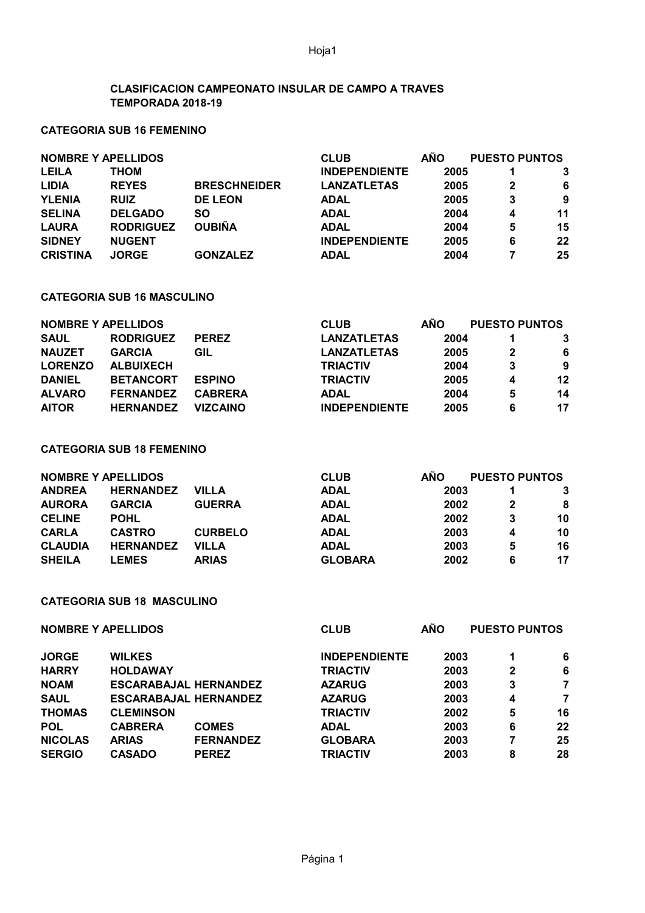## CLASIFICACION CAMPEONATO INSULAR DE CAMPO A TRAVES
## TEMPORADA 2018-19

### CATEGORIA SUB 16 FEMENINO

| NOMBRE Y APELLIDOS | | | CLUB | AÑO | PUESTO | PUNTOS |
|---|---|---|---|---|---|---|
| LEILA | THOM | | INDEPENDIENTE | 2005 | 1 | 3 |
| LIDIA | REYES | BRESCHNEIDER | LANZATLETAS | 2005 | 2 | 6 |
| YLENIA | RUIZ | DE LEON | ADAL | 2005 | 3 | 9 |
| SELINA | DELGADO | SO | ADAL | 2004 | 4 | 11 |
| LAURA | RODRIGUEZ | OUBIÑA | ADAL | 2004 | 5 | 15 |
| SIDNEY | NUGENT | | INDEPENDIENTE | 2005 | 6 | 22 |
| CRISTINA | JORGE | GONZALEZ | ADAL | 2004 | 7 | 25 |

### CATEGORIA SUB 16 MASCULINO

| NOMBRE Y APELLIDOS | | | CLUB | AÑO | PUESTO | PUNTOS |
|---|---|---|---|---|---|---|
| SAUL | RODRIGUEZ | PEREZ | LANZATLETAS | 2004 | 1 | 3 |
| NAUZET | GARCIA | GIL | LANZATLETAS | 2005 | 2 | 6 |
| LORENZO | ALBUIXECH | | TRIACTIV | 2004 | 3 | 9 |
| DANIEL | BETANCORT | ESPINO | TRIACTIV | 2005 | 4 | 12 |
| ALVARO | FERNANDEZ | CABRERA | ADAL | 2004 | 5 | 14 |
| AITOR | HERNANDEZ | VIZCAINO | INDEPENDIENTE | 2005 | 6 | 17 |

### CATEGORIA SUB 18 FEMENINO

| NOMBRE Y APELLIDOS | | | CLUB | AÑO | PUESTO | PUNTOS |
|---|---|---|---|---|---|---|
| ANDREA | HERNANDEZ | VILLA | ADAL | 2003 | 1 | 3 |
| AURORA | GARCIA | GUERRA | ADAL | 2002 | 2 | 8 |
| CELINE | POHL | | ADAL | 2002 | 3 | 10 |
| CARLA | CASTRO | CURBELO | ADAL | 2003 | 4 | 10 |
| CLAUDIA | HERNANDEZ | VILLA | ADAL | 2003 | 5 | 16 |
| SHEILA | LEMES | ARIAS | GLOBARA | 2002 | 6 | 17 |

### CATEGORIA SUB 18 MASCULINO

| NOMBRE Y APELLIDOS | | | CLUB | AÑO | PUESTO | PUNTOS |
|---|---|---|---|---|---|---|
| JORGE | WILKES | | INDEPENDIENTE | 2003 | 1 | 6 |
| HARRY | HOLDAWAY | | TRIACTIV | 2003 | 2 | 6 |
| NOAM | ESCARABAJAL HERNANDEZ | | AZARUG | 2003 | 3 | 7 |
| SAUL | ESCARABAJAL HERNANDEZ | | AZARUG | 2003 | 4 | 7 |
| THOMAS | CLEMINSON | | TRIACTIV | 2002 | 5 | 16 |
| POL | CABRERA | COMES | ADAL | 2003 | 6 | 22 |
| NICOLAS | ARIAS | FERNANDEZ | GLOBARA | 2003 | 7 | 25 |
| SERGIO | CASADO | PEREZ | TRIACTIV | 2003 | 8 | 28 |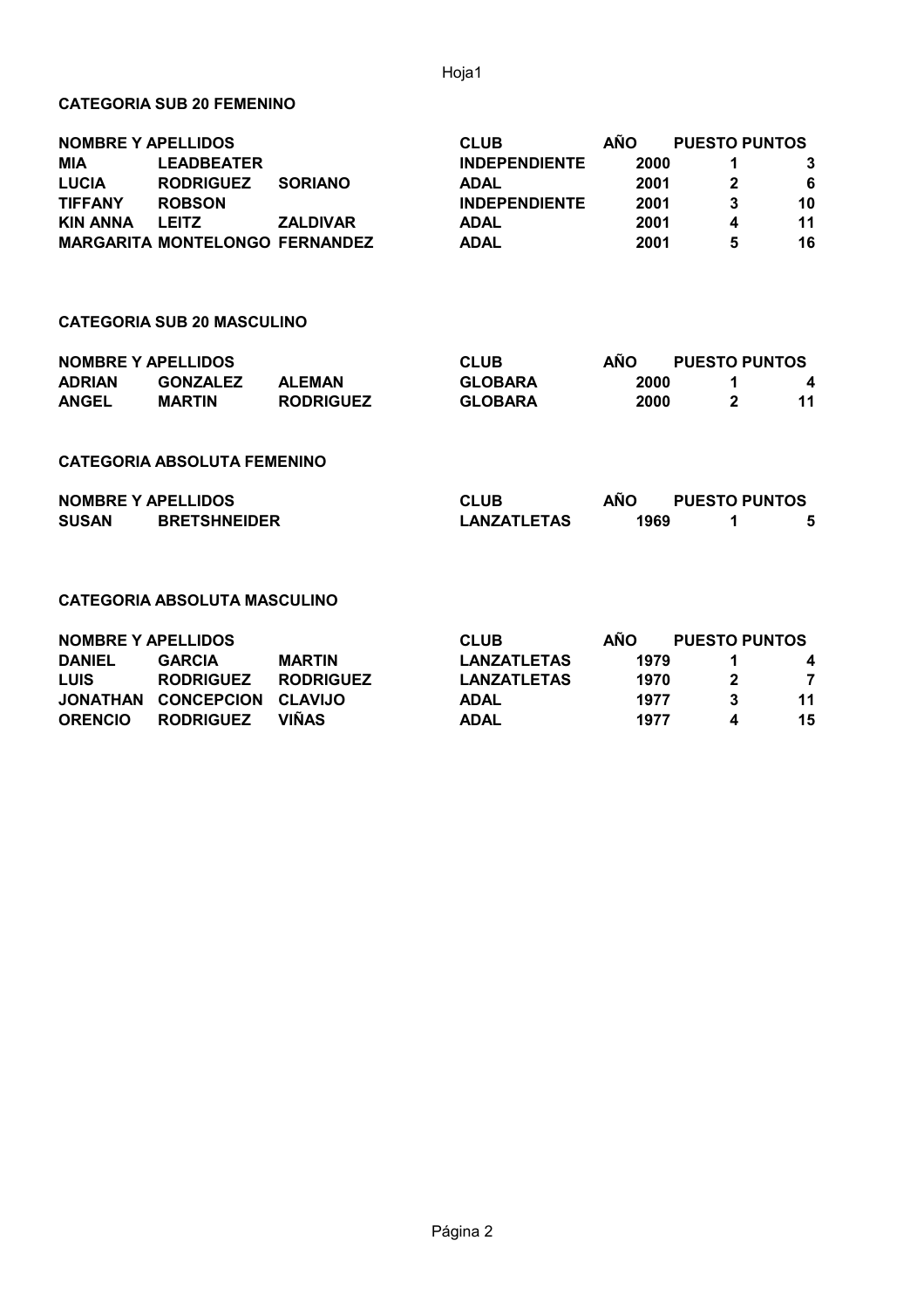### CATEGORIA SUB 20 FEMENINO

| NOMBRE Y APELLIDOS | | | CLUB | AÑO | PUESTO | PUNTOS |
|---|---|---|---|---|---|---|
| MIA | LEADBEATER | | INDEPENDIENTE | 2000 | 1 | 3 |
| LUCIA | RODRIGUEZ | SORIANO | ADAL | 2001 | 2 | 6 |
| TIFFANY | ROBSON | | INDEPENDIENTE | 2001 | 3 | 10 |
| KIN ANNA | LEITZ | ZALDIVAR | ADAL | 2001 | 4 | 11 |
| MARGARITA | MONTELONGO | FERNANDEZ | ADAL | 2001 | 5 | 16 |

### CATEGORIA SUB 20 MASCULINO

| NOMBRE Y APELLIDOS | | | CLUB | AÑO | PUESTO | PUNTOS |
|---|---|---|---|---|---|---|
| ADRIAN | GONZALEZ | ALEMAN | GLOBARA | 2000 | 1 | 4 |
| ANGEL | MARTIN | RODRIGUEZ | GLOBARA | 2000 | 2 | 11 |

### CATEGORIA ABSOLUTA FEMENINO

| NOMBRE Y APELLIDOS | | | CLUB | AÑO | PUESTO | PUNTOS |
|---|---|---|---|---|---|---|
| SUSAN | BRETSHNEIDER | | LANZATLETAS | 1969 | 1 | 5 |

### CATEGORIA ABSOLUTA MASCULINO

| NOMBRE Y APELLIDOS | | | CLUB | AÑO | PUESTO | PUNTOS |
|---|---|---|---|---|---|---|
| DANIEL | GARCIA | MARTIN | LANZATLETAS | 1979 | 1 | 4 |
| LUIS | RODRIGUEZ | RODRIGUEZ | LANZATLETAS | 1970 | 2 | 7 |
| JONATHAN | CONCEPCION | CLAVIJO | ADAL | 1977 | 3 | 11 |
| ORENCIO | RODRIGUEZ | VIÑAS | ADAL | 1977 | 4 | 15 |